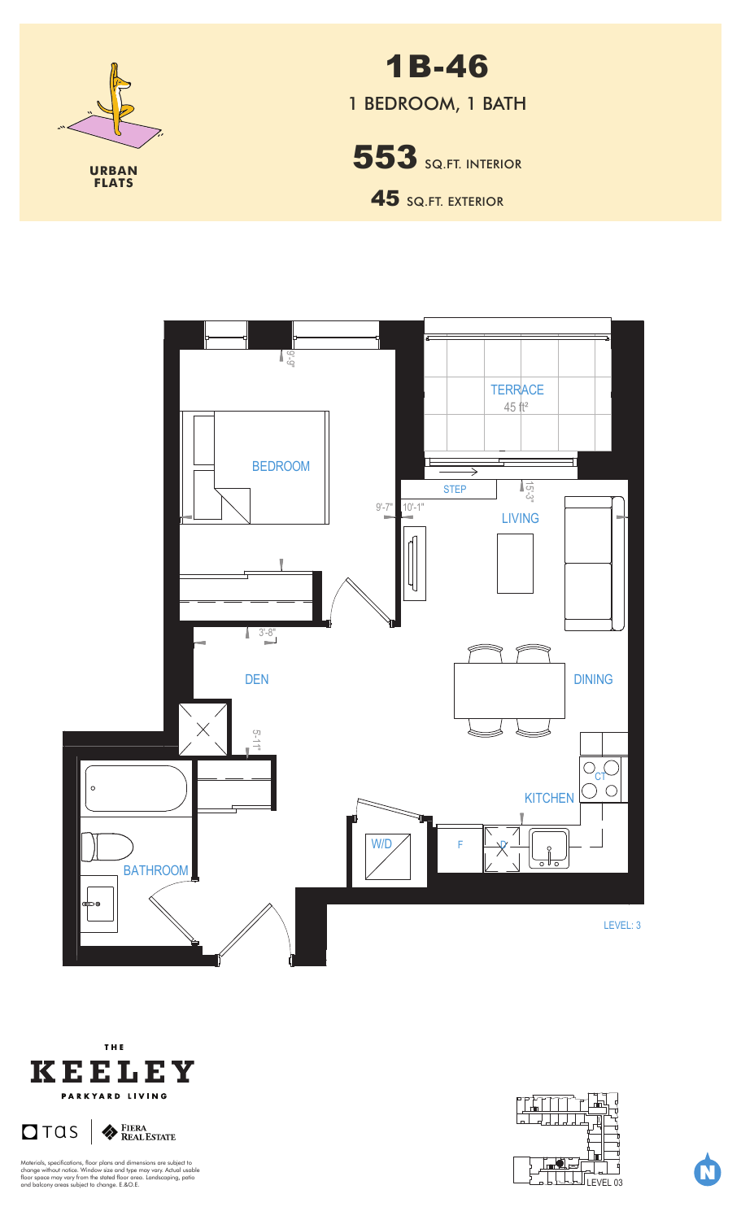URBAN FLATS

# 1B-46

1 BEDROOM, 1 BATH

**553** SQ.FT. INTERIOR

**45** SQ.FT. EXTERIOR

TERRACE
45 ft²

BEDROOM
9'-9"
9'-7"

STEP

LIVING
15'-3"
10'-1"

DEN
3'-8"
5'-11"

DINING

KITCHEN

CT

W/D

F

D

BATHROOM

LEVEL: 3

THE KEELEY PARKYARD LIVING

tas | FIERA REAL ESTATE

Materials, specifications, floor plans and dimensions are subject to change without notice. Window size and type may vary. Actual usable floor space may vary from the stated floor area. Landscaping, patio and balcony areas subject to change. E.&O.E.

LEVEL 03

N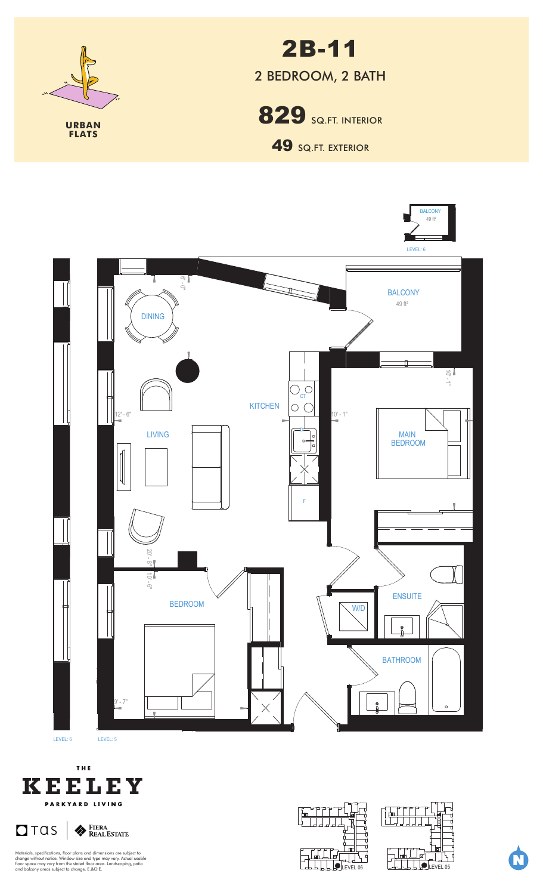URBAN FLATS

# 2B-11

2 BEDROOM, 2 BATH

**829** SQ.FT. INTERIOR

**49** SQ.FT. EXTERIOR

BALCONY
49 ft²

LEVEL: 6

DINING

9' - 0"

BALCONY
49 ft²

10' - 1"

KITCHEN

CT

12' - 6"

10' - 1"

LIVING

MAIN BEDROOM

F

20' - 8"

10' - 6"

BEDROOM

W/D

ENSUITE

BATHROOM

9' - 7"

LEVEL: 6

LEVEL: 5

THE KEELEY
PARKYARD LIVING

tas | FIERA REAL ESTATE

Materials, specifications, floor plans and dimensions are subject to change without notice. Window size and type may vary. Actual usable floor space may vary from the stated floor area. Landscaping, patio and balcony areas subject to change. E.&O.E.

LEVEL 06

LEVEL 05

N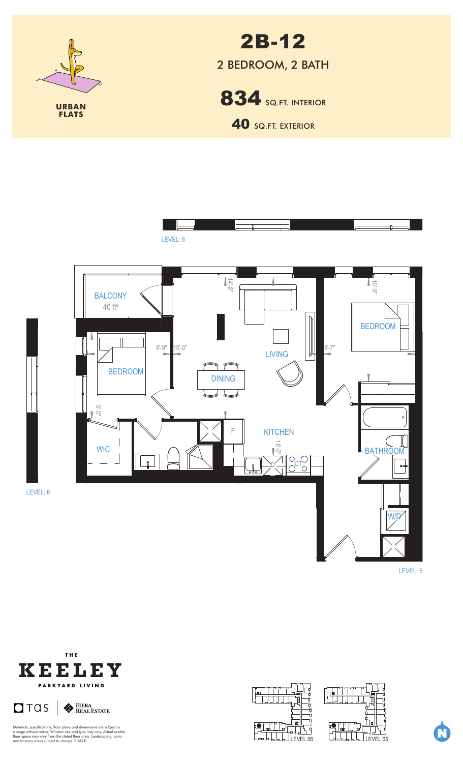URBAN FLATS

# 2B-12

2 BEDROOM, 2 BATH

**834** SQ.FT. INTERIOR

**40** SQ.FT. EXTERIOR

LEVEL: 6

BALCONY
40 ft²

BEDROOM

8'-9"

15'-0"

14'-8"

LIVING

DINING

9'-7"

10'-9"

BEDROOM

9'-0"

WIC

F

KITCHEN

18'-5"

D

CT

BATHROOM

W/D

LEVEL: 6

LEVEL: 5

THE
KEELEY
PARKYARD LIVING

tas | FIERA REAL ESTATE

Materials, specifications, floor plans and dimensions are subject to change without notice. Window size and type may vary. Actual usable floor space may vary from the stated floor area. Landscaping, patio and balcony areas subject to change. E.&O.E.

LEVEL 06

LEVEL 05

N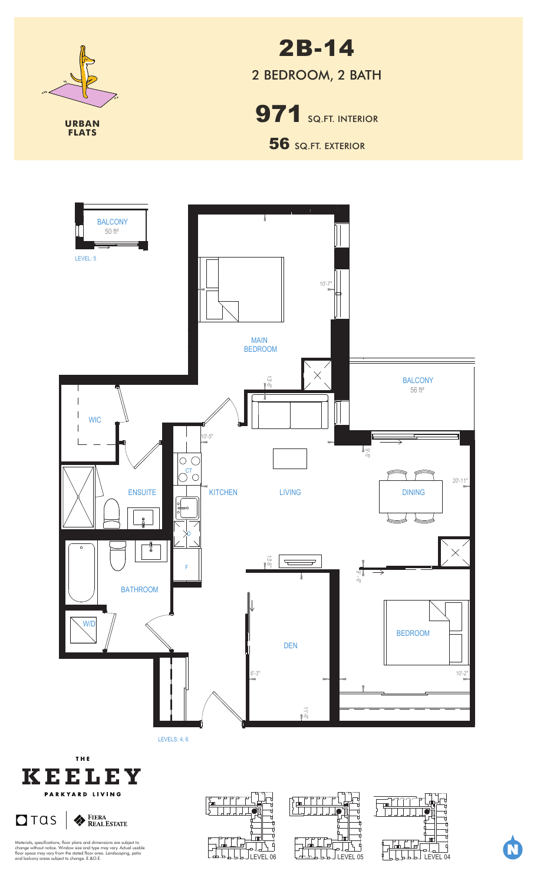URBAN FLATS

# 2B-14

2 BEDROOM, 2 BATH

**971** SQ.FT. INTERIOR

**56** SQ.FT. EXTERIOR

BALCONY
50 ft²
LEVEL: 5

MAIN BEDROOM
10'-7"
13'-6"

BALCONY
56 ft²

WIC

ENSUITE

KITCHEN
10'-5"
CT
D
F

LIVING

DINING
9'-5"
20'-11"

BATHROOM

W/D

13'-8"

9'-6"

BEDROOM
10'-2"

DEN
6'-3"
11'-6"

LEVELS: 4, 6

THE KEELEY PARKYARD LIVING

tas | FIERA REAL ESTATE

Materials, specifications, floor plans and dimensions are subject to change without notice. Window size and type may vary. Actual usable floor space may vary from the stated floor area. Landscaping, patio and balcony areas subject to change. E.&O.E.

LEVEL 06

LEVEL 05

LEVEL 04

N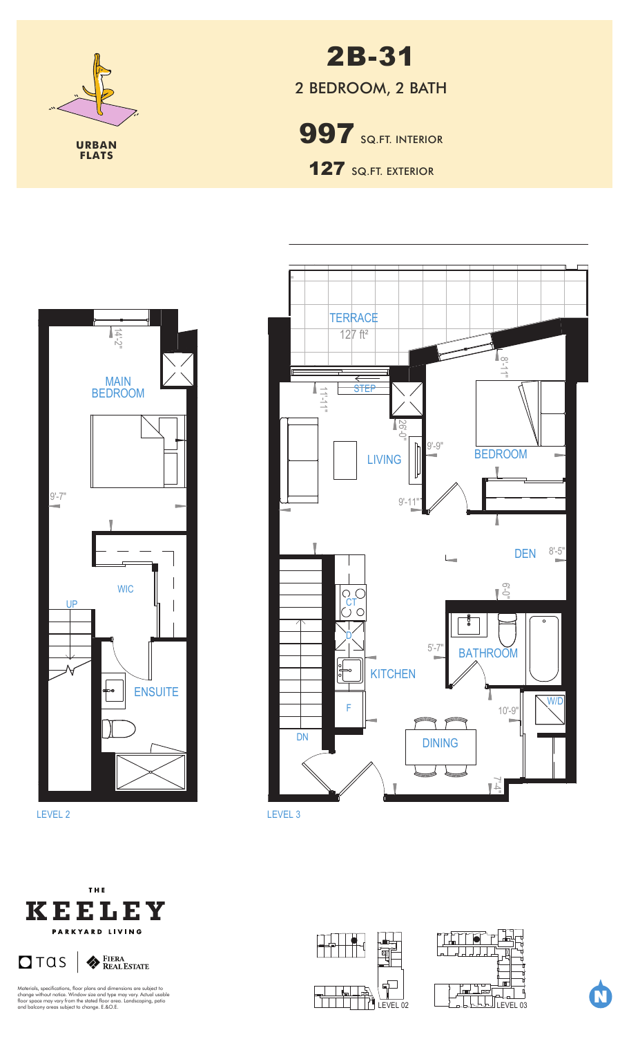URBAN FLATS

# 2B-31

2 BEDROOM, 2 BATH

**997** SQ.FT. INTERIOR

**127** SQ.FT. EXTERIOR

LEVEL 2

- MAIN BEDROOM 14'-2" x 9'-7"
- WIC
- ENSUITE
- UP

LEVEL 3

- TERRACE 127 ft²
- STEP
- LIVING 11'-11" x 26'-0" x 9'-11"
- BEDROOM 8'-11" x 9'-9"
- DEN 8'-5" x 6'-0"
- BATHROOM 5'-7"
- KITCHEN
- CT
- D
- F
- W/D
- DINING 10'-9" x 7'-4"
- DN

THE KEELEY
PARKYARD LIVING

tas | FIERA REAL ESTATE

Materials, specifications, floor plans and dimensions are subject to change without notice. Window size and type may vary. Actual usable floor space may vary from the stated floor area. Landscaping, patio and balcony areas subject to change. E.&O.E.

LEVEL 02

LEVEL 03

N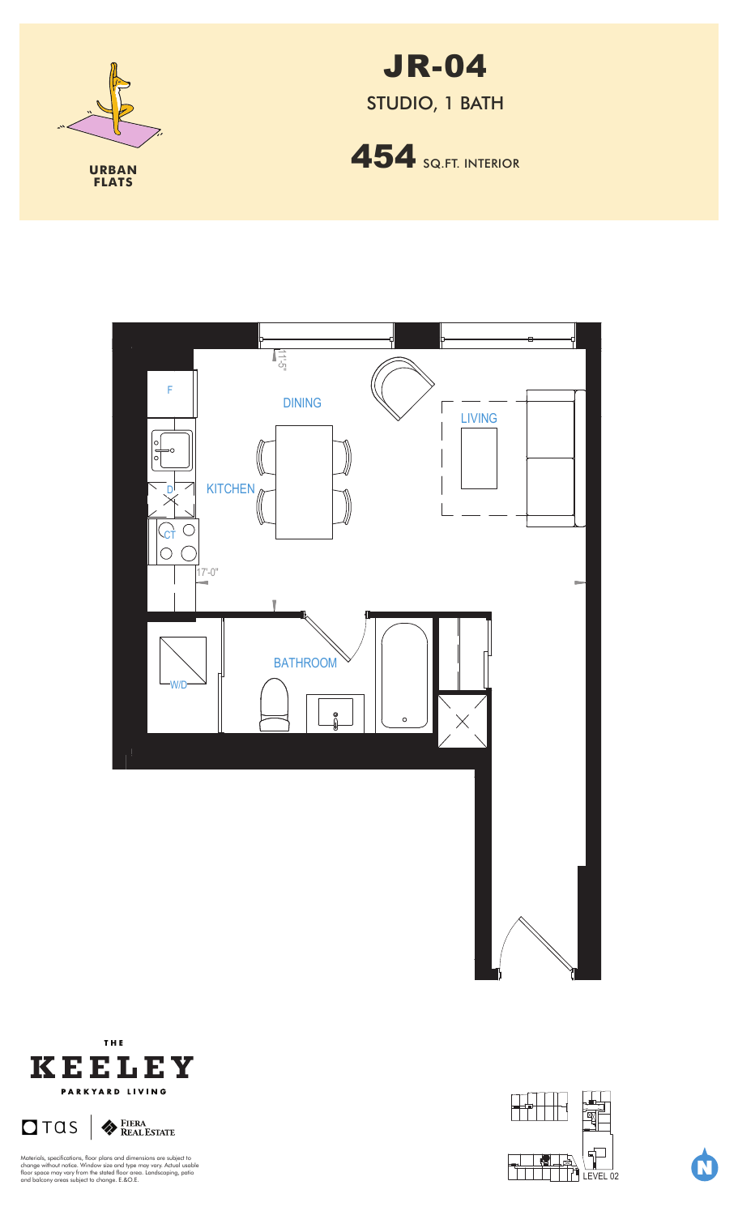URBAN FLATS

# JR-04

STUDIO, 1 BATH

**454** SQ.FT. INTERIOR

11'-5"

DINING

LIVING

F

D

KITCHEN

CT

17'-0"

W/D

BATHROOM

THE KEELEY PARKYARD LIVING

TAS | FIERA REAL ESTATE

Materials, specifications, floor plans and dimensions are subject to change without notice. Window size and type may vary. Actual usable floor space may vary from the stated floor area. Landscaping, patio and balcony areas subject to change. E.&O.E.

LEVEL 02

N